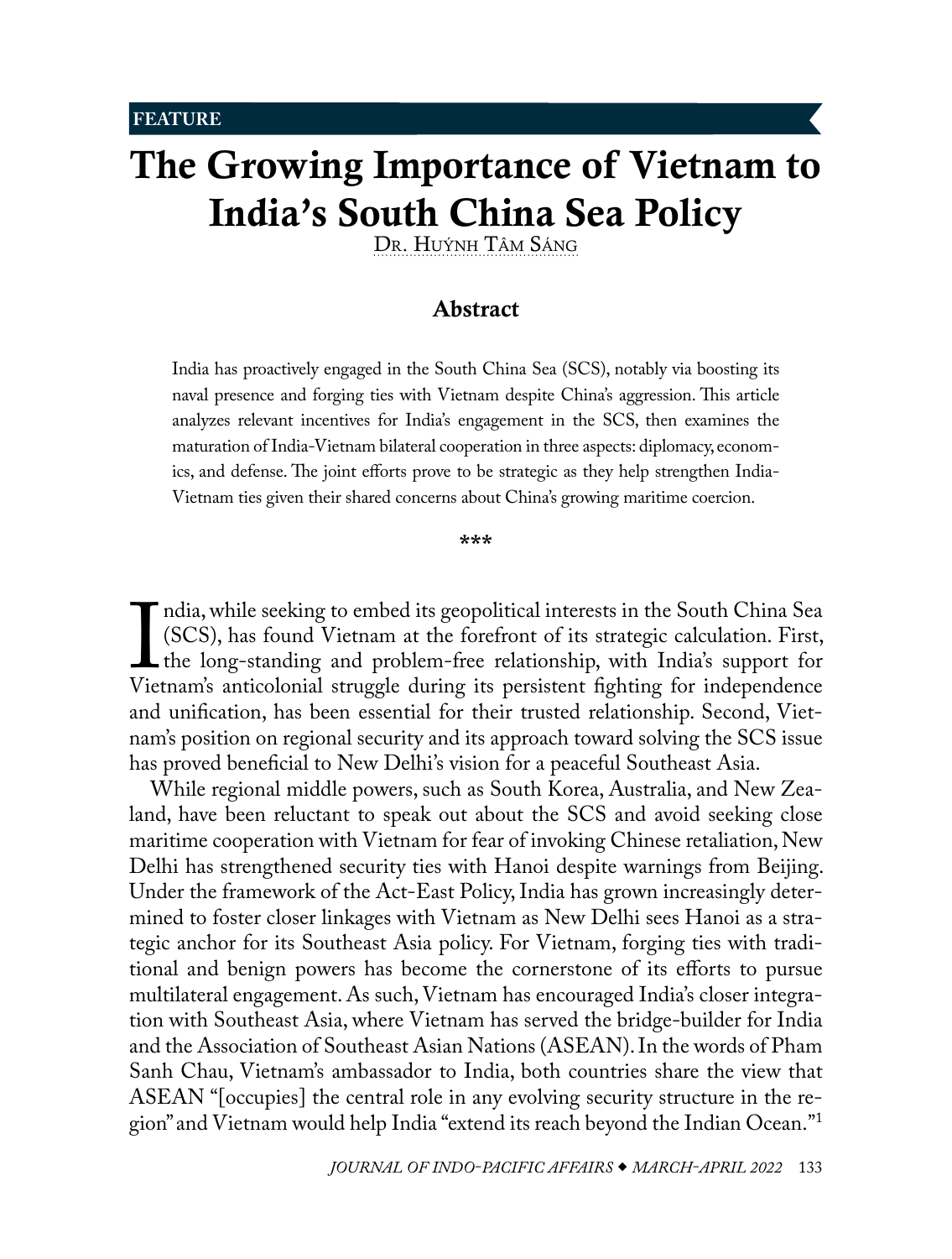FEATURE

# The Growing Importance of Vietnam to India's South China Sea Policy

Dr. Huýnh Tâm Sáng

## Abstract

India has proactively engaged in the South China Sea (SCS), notably via boosting its naval presence and forging ties with Vietnam despite China's aggression. This article analyzes relevant incentives for India's engagement in the SCS, then examines the maturation of India-Vietnam bilateral cooperation in three aspects: diplomacy, economics, and defense. The joint efforts prove to be strategic as they help strengthen India-Vietnam ties given their shared concerns about China's growing maritime coercion.

\*\*\*

India, while seeking to embed its geopolitical interests in the South China Sea (SCS), has found Vietnam at the forefront of its strategic calculation. First, the long-standing and problem-free relationship, with India's support for Vietnam's anticolonial struggle during its persistent fighting for independence and unification, has been essential for their trusted relationship. Second, Vietnam's position on regional security and its approach toward solving the SCS issue has proved beneficial to New Delhi's vision for a peaceful Southeast Asia.

While regional middle powers, such as South Korea, Australia, and New Zealand, have been reluctant to speak out about the SCS and avoid seeking close maritime cooperation with Vietnam for fear of invoking Chinese retaliation, New Delhi has strengthened security ties with Hanoi despite warnings from Beijing. Under the framework of the Act-East Policy, India has grown increasingly determined to foster closer linkages with Vietnam as New Delhi sees Hanoi as a strategic anchor for its Southeast Asia policy. For Vietnam, forging ties with traditional and benign powers has become the cornerstone of its efforts to pursue multilateral engagement. As such, Vietnam has encouraged India's closer integration with Southeast Asia, where Vietnam has served the bridge-builder for India and the Association of Southeast Asian Nations (ASEAN). In the words of Pham Sanh Chau, Vietnam's ambassador to India, both countries share the view that ASEAN "[occupies] the central role in any evolving security structure in the region" and Vietnam would help India "extend its reach beyond the Indian Ocean."[1]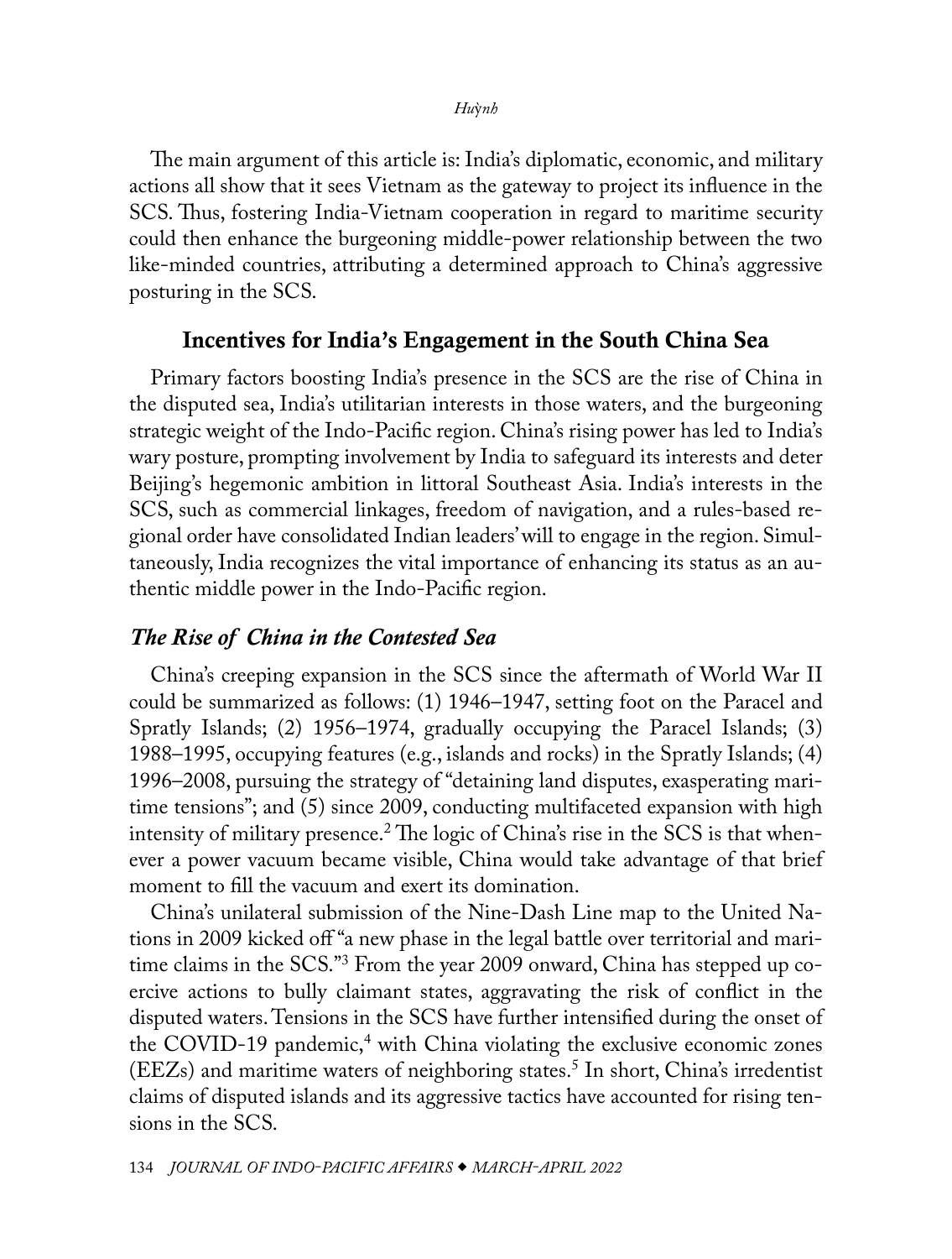The main argument of this article is: India's diplomatic, economic, and military actions all show that it sees Vietnam as the gateway to project its influence in the SCS. Thus, fostering India-Vietnam cooperation in regard to maritime security could then enhance the burgeoning middle-power relationship between the two like-minded countries, attributing a determined approach to China's aggressive posturing in the SCS.

## Incentives for India's Engagement in the South China Sea

Primary factors boosting India's presence in the SCS are the rise of China in the disputed sea, India's utilitarian interests in those waters, and the burgeoning strategic weight of the Indo-Pacific region. China's rising power has led to India's wary posture, prompting involvement by India to safeguard its interests and deter Beijing's hegemonic ambition in littoral Southeast Asia. India's interests in the SCS, such as commercial linkages, freedom of navigation, and a rules-based regional order have consolidated Indian leaders' will to engage in the region. Simultaneously, India recognizes the vital importance of enhancing its status as an authentic middle power in the Indo-Pacific region.

### *The Rise of China in the Contested Sea*

China's creeping expansion in the SCS since the aftermath of World War II could be summarized as follows: (1) 1946–1947, setting foot on the Paracel and Spratly Islands; (2) 1956–1974, gradually occupying the Paracel Islands; (3) 1988–1995, occupying features (e.g., islands and rocks) in the Spratly Islands; (4) 1996–2008, pursuing the strategy of "detaining land disputes, exasperating maritime tensions"; and (5) since 2009, conducting multifaceted expansion with high intensity of military presence.[2] The logic of China's rise in the SCS is that whenever a power vacuum became visible, China would take advantage of that brief moment to fill the vacuum and exert its domination.

China's unilateral submission of the Nine-Dash Line map to the United Nations in 2009 kicked off "a new phase in the legal battle over territorial and maritime claims in the SCS."[3] From the year 2009 onward, China has stepped up coercive actions to bully claimant states, aggravating the risk of conflict in the disputed waters. Tensions in the SCS have further intensified during the onset of the COVID-19 pandemic,[4] with China violating the exclusive economic zones (EEZs) and maritime waters of neighboring states.[5] In short, China's irredentist claims of disputed islands and its aggressive tactics have accounted for rising tensions in the SCS.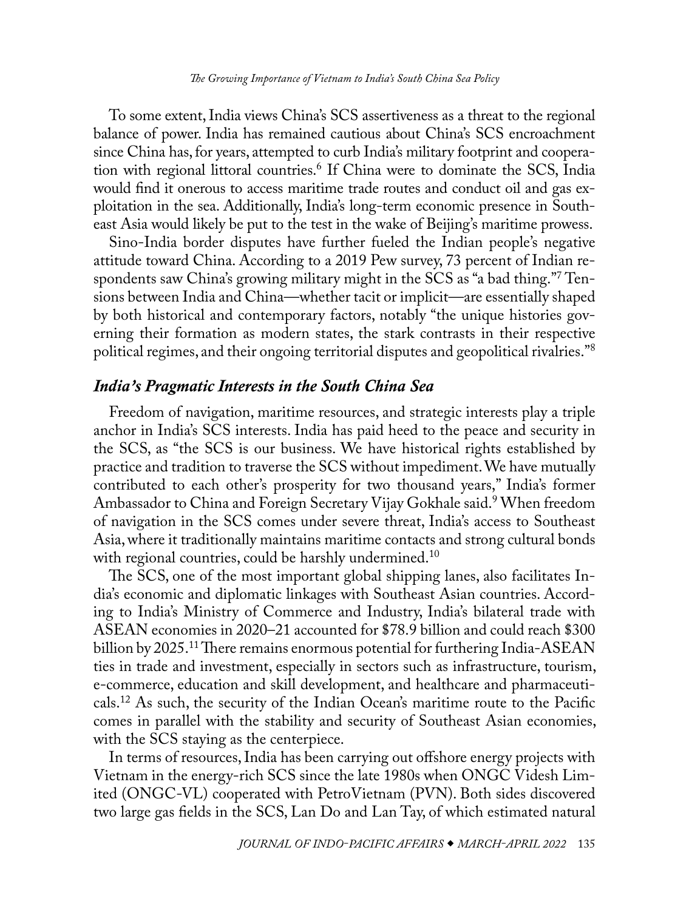To some extent, India views China's SCS assertiveness as a threat to the regional balance of power. India has remained cautious about China's SCS encroachment since China has, for years, attempted to curb India's military footprint and cooperation with regional littoral countries.[6] If China were to dominate the SCS, India would find it onerous to access maritime trade routes and conduct oil and gas exploitation in the sea. Additionally, India's long-term economic presence in Southeast Asia would likely be put to the test in the wake of Beijing's maritime prowess.

Sino-India border disputes have further fueled the Indian people's negative attitude toward China. According to a 2019 Pew survey, 73 percent of Indian respondents saw China's growing military might in the SCS as "a bad thing."[7] Tensions between India and China—whether tacit or implicit—are essentially shaped by both historical and contemporary factors, notably "the unique histories governing their formation as modern states, the stark contrasts in their respective political regimes, and their ongoing territorial disputes and geopolitical rivalries."[8]

## *India's Pragmatic Interests in the South China Sea*

Freedom of navigation, maritime resources, and strategic interests play a triple anchor in India's SCS interests. India has paid heed to the peace and security in the SCS, as "the SCS is our business. We have historical rights established by practice and tradition to traverse the SCS without impediment. We have mutually contributed to each other's prosperity for two thousand years," India's former Ambassador to China and Foreign Secretary Vijay Gokhale said.[9] When freedom of navigation in the SCS comes under severe threat, India's access to Southeast Asia, where it traditionally maintains maritime contacts and strong cultural bonds with regional countries, could be harshly undermined.[10]

The SCS, one of the most important global shipping lanes, also facilitates India's economic and diplomatic linkages with Southeast Asian countries. According to India's Ministry of Commerce and Industry, India's bilateral trade with ASEAN economies in 2020–21 accounted for $78.9 billion and could reach $300 billion by 2025.[11] There remains enormous potential for furthering India-ASEAN ties in trade and investment, especially in sectors such as infrastructure, tourism, e-commerce, education and skill development, and healthcare and pharmaceuticals.[12] As such, the security of the Indian Ocean's maritime route to the Pacific comes in parallel with the stability and security of Southeast Asian economies, with the SCS staying as the centerpiece.

In terms of resources, India has been carrying out offshore energy projects with Vietnam in the energy-rich SCS since the late 1980s when ONGC Videsh Limited (ONGC-VL) cooperated with PetroVietnam (PVN). Both sides discovered two large gas fields in the SCS, Lan Do and Lan Tay, of which estimated natural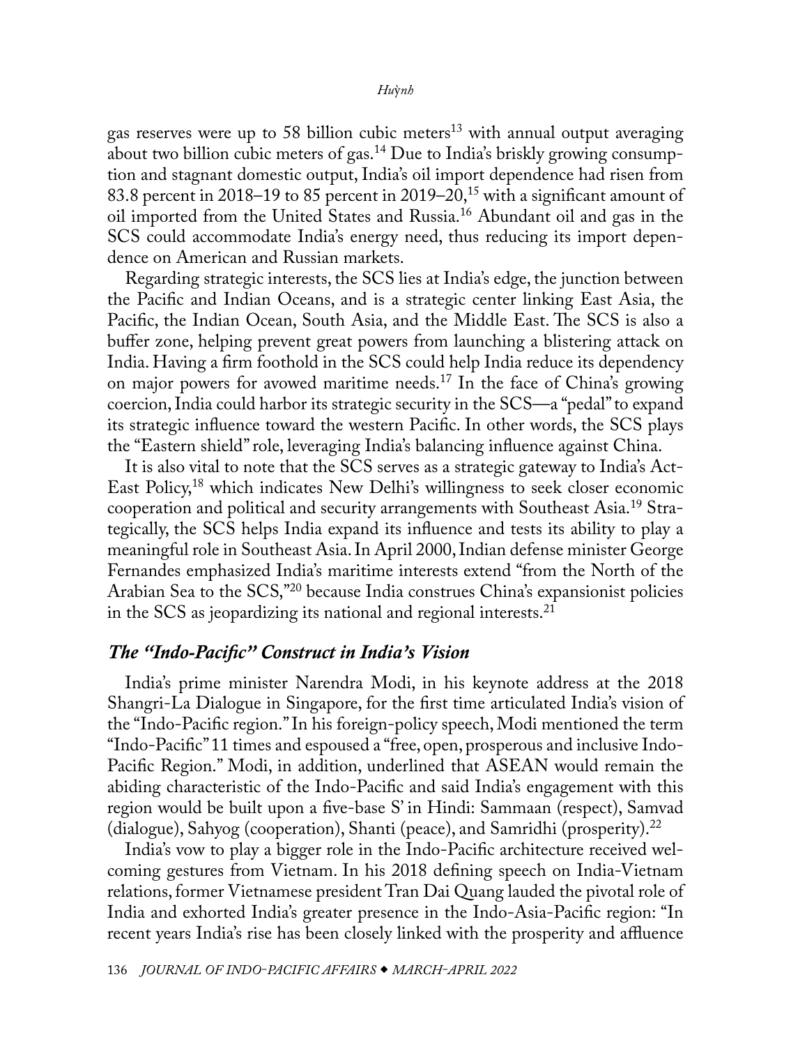gas reserves were up to 58 billion cubic meters[13] with annual output averaging about two billion cubic meters of gas.[14] Due to India's briskly growing consumption and stagnant domestic output, India's oil import dependence had risen from 83.8 percent in 2018–19 to 85 percent in 2019–20,[15] with a significant amount of oil imported from the United States and Russia.[16] Abundant oil and gas in the SCS could accommodate India's energy need, thus reducing its import dependence on American and Russian markets.

Regarding strategic interests, the SCS lies at India's edge, the junction between the Pacific and Indian Oceans, and is a strategic center linking East Asia, the Pacific, the Indian Ocean, South Asia, and the Middle East. The SCS is also a buffer zone, helping prevent great powers from launching a blistering attack on India. Having a firm foothold in the SCS could help India reduce its dependency on major powers for avowed maritime needs.[17] In the face of China's growing coercion, India could harbor its strategic security in the SCS—a "pedal" to expand its strategic influence toward the western Pacific. In other words, the SCS plays the "Eastern shield" role, leveraging India's balancing influence against China.

It is also vital to note that the SCS serves as a strategic gateway to India's Act-East Policy,[18] which indicates New Delhi's willingness to seek closer economic cooperation and political and security arrangements with Southeast Asia.[19] Strategically, the SCS helps India expand its influence and tests its ability to play a meaningful role in Southeast Asia. In April 2000, Indian defense minister George Fernandes emphasized India's maritime interests extend "from the North of the Arabian Sea to the SCS,"[20] because India construes China's expansionist policies in the SCS as jeopardizing its national and regional interests.[21]

## *The "Indo-Pacific" Construct in India's Vision*

India's prime minister Narendra Modi, in his keynote address at the 2018 Shangri-La Dialogue in Singapore, for the first time articulated India's vision of the "Indo-Pacific region." In his foreign-policy speech, Modi mentioned the term "Indo-Pacific" 11 times and espoused a "free, open, prosperous and inclusive Indo-Pacific Region." Modi, in addition, underlined that ASEAN would remain the abiding characteristic of the Indo-Pacific and said India's engagement with this region would be built upon a five-base S' in Hindi: Sammaan (respect), Samvad (dialogue), Sahyog (cooperation), Shanti (peace), and Samridhi (prosperity).[22]

India's vow to play a bigger role in the Indo-Pacific architecture received welcoming gestures from Vietnam. In his 2018 defining speech on India-Vietnam relations, former Vietnamese president Tran Dai Quang lauded the pivotal role of India and exhorted India's greater presence in the Indo-Asia-Pacific region: "In recent years India's rise has been closely linked with the prosperity and affluence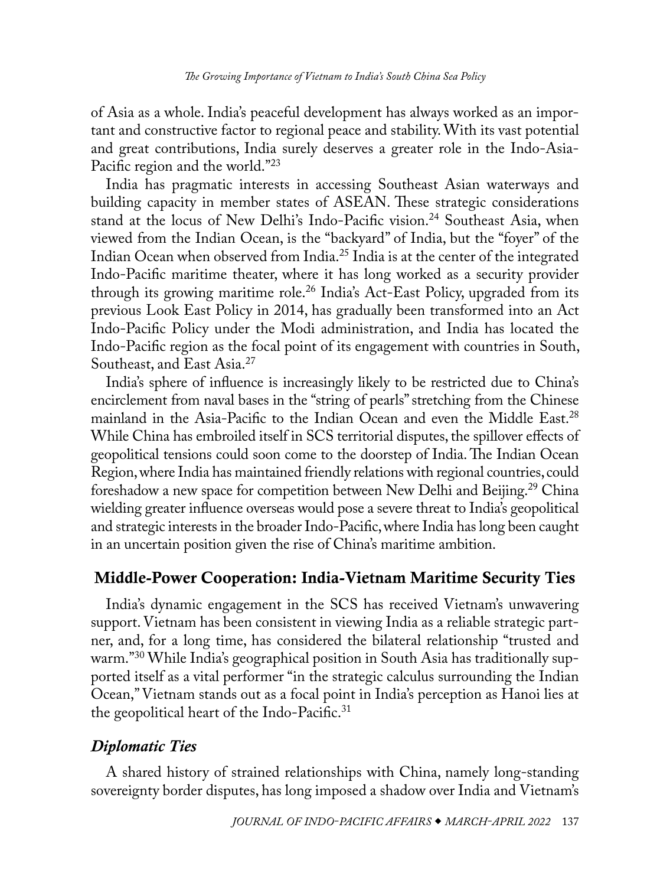of Asia as a whole. India's peaceful development has always worked as an important and constructive factor to regional peace and stability. With its vast potential and great contributions, India surely deserves a greater role in the Indo-Asia-Pacific region and the world."[23]

India has pragmatic interests in accessing Southeast Asian waterways and building capacity in member states of ASEAN. These strategic considerations stand at the locus of New Delhi's Indo-Pacific vision.[24] Southeast Asia, when viewed from the Indian Ocean, is the "backyard" of India, but the "foyer" of the Indian Ocean when observed from India.[25] India is at the center of the integrated Indo-Pacific maritime theater, where it has long worked as a security provider through its growing maritime role.[26] India's Act-East Policy, upgraded from its previous Look East Policy in 2014, has gradually been transformed into an Act Indo-Pacific Policy under the Modi administration, and India has located the Indo-Pacific region as the focal point of its engagement with countries in South, Southeast, and East Asia.[27]

India's sphere of influence is increasingly likely to be restricted due to China's encirclement from naval bases in the "string of pearls" stretching from the Chinese mainland in the Asia-Pacific to the Indian Ocean and even the Middle East.[28] While China has embroiled itself in SCS territorial disputes, the spillover effects of geopolitical tensions could soon come to the doorstep of India. The Indian Ocean Region, where India has maintained friendly relations with regional countries, could foreshadow a new space for competition between New Delhi and Beijing.[29] China wielding greater influence overseas would pose a severe threat to India's geopolitical and strategic interests in the broader Indo-Pacific, where India has long been caught in an uncertain position given the rise of China's maritime ambition.

## Middle-Power Cooperation: India-Vietnam Maritime Security Ties

India's dynamic engagement in the SCS has received Vietnam's unwavering support. Vietnam has been consistent in viewing India as a reliable strategic partner, and, for a long time, has considered the bilateral relationship "trusted and warm."[30] While India's geographical position in South Asia has traditionally supported itself as a vital performer "in the strategic calculus surrounding the Indian Ocean," Vietnam stands out as a focal point in India's perception as Hanoi lies at the geopolitical heart of the Indo-Pacific.[31]

### *Diplomatic Ties*

A shared history of strained relationships with China, namely long-standing sovereignty border disputes, has long imposed a shadow over India and Vietnam's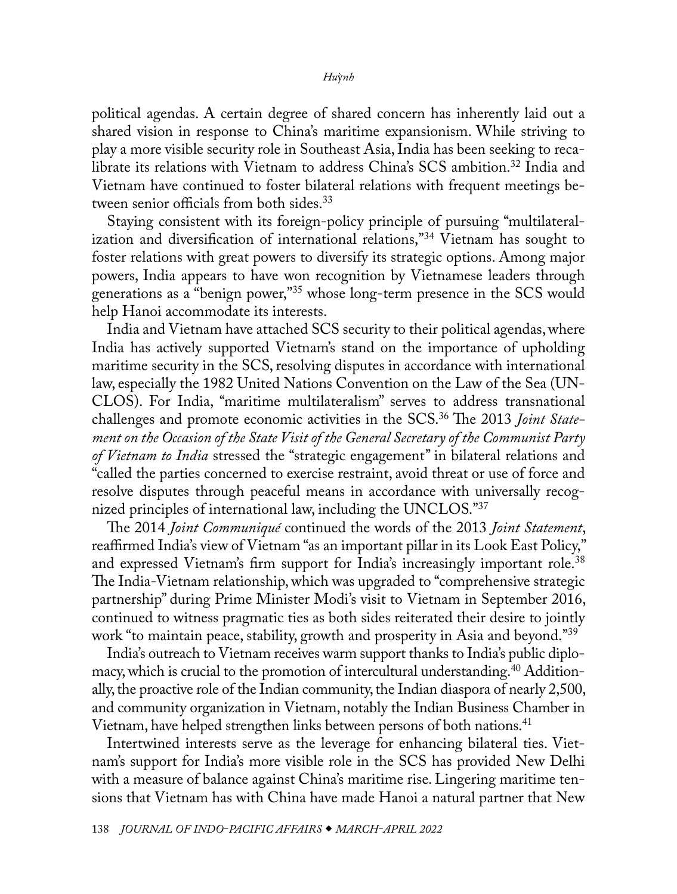political agendas. A certain degree of shared concern has inherently laid out a shared vision in response to China's maritime expansionism. While striving to play a more visible security role in Southeast Asia, India has been seeking to recalibrate its relations with Vietnam to address China's SCS ambition.[32] India and Vietnam have continued to foster bilateral relations with frequent meetings between senior officials from both sides.[33]

Staying consistent with its foreign-policy principle of pursuing "multilateralization and diversification of international relations,"[34] Vietnam has sought to foster relations with great powers to diversify its strategic options. Among major powers, India appears to have won recognition by Vietnamese leaders through generations as a "benign power,"[35] whose long-term presence in the SCS would help Hanoi accommodate its interests.

India and Vietnam have attached SCS security to their political agendas, where India has actively supported Vietnam's stand on the importance of upholding maritime security in the SCS, resolving disputes in accordance with international law, especially the 1982 United Nations Convention on the Law of the Sea (UNCLOS). For India, "maritime multilateralism" serves to address transnational challenges and promote economic activities in the SCS.[36] The 2013 *Joint Statement on the Occasion of the State Visit of the General Secretary of the Communist Party of Vietnam to India* stressed the "strategic engagement" in bilateral relations and "called the parties concerned to exercise restraint, avoid threat or use of force and resolve disputes through peaceful means in accordance with universally recognized principles of international law, including the UNCLOS."[37]

The 2014 *Joint Communiqué* continued the words of the 2013 *Joint Statement*, reaffirmed India's view of Vietnam "as an important pillar in its Look East Policy," and expressed Vietnam's firm support for India's increasingly important role.[38] The India-Vietnam relationship, which was upgraded to "comprehensive strategic partnership" during Prime Minister Modi's visit to Vietnam in September 2016, continued to witness pragmatic ties as both sides reiterated their desire to jointly work "to maintain peace, stability, growth and prosperity in Asia and beyond."[39]

India's outreach to Vietnam receives warm support thanks to India's public diplomacy, which is crucial to the promotion of intercultural understanding.[40] Additionally, the proactive role of the Indian community, the Indian diaspora of nearly 2,500, and community organization in Vietnam, notably the Indian Business Chamber in Vietnam, have helped strengthen links between persons of both nations.[41]

Intertwined interests serve as the leverage for enhancing bilateral ties. Vietnam's support for India's more visible role in the SCS has provided New Delhi with a measure of balance against China's maritime rise. Lingering maritime tensions that Vietnam has with China have made Hanoi a natural partner that New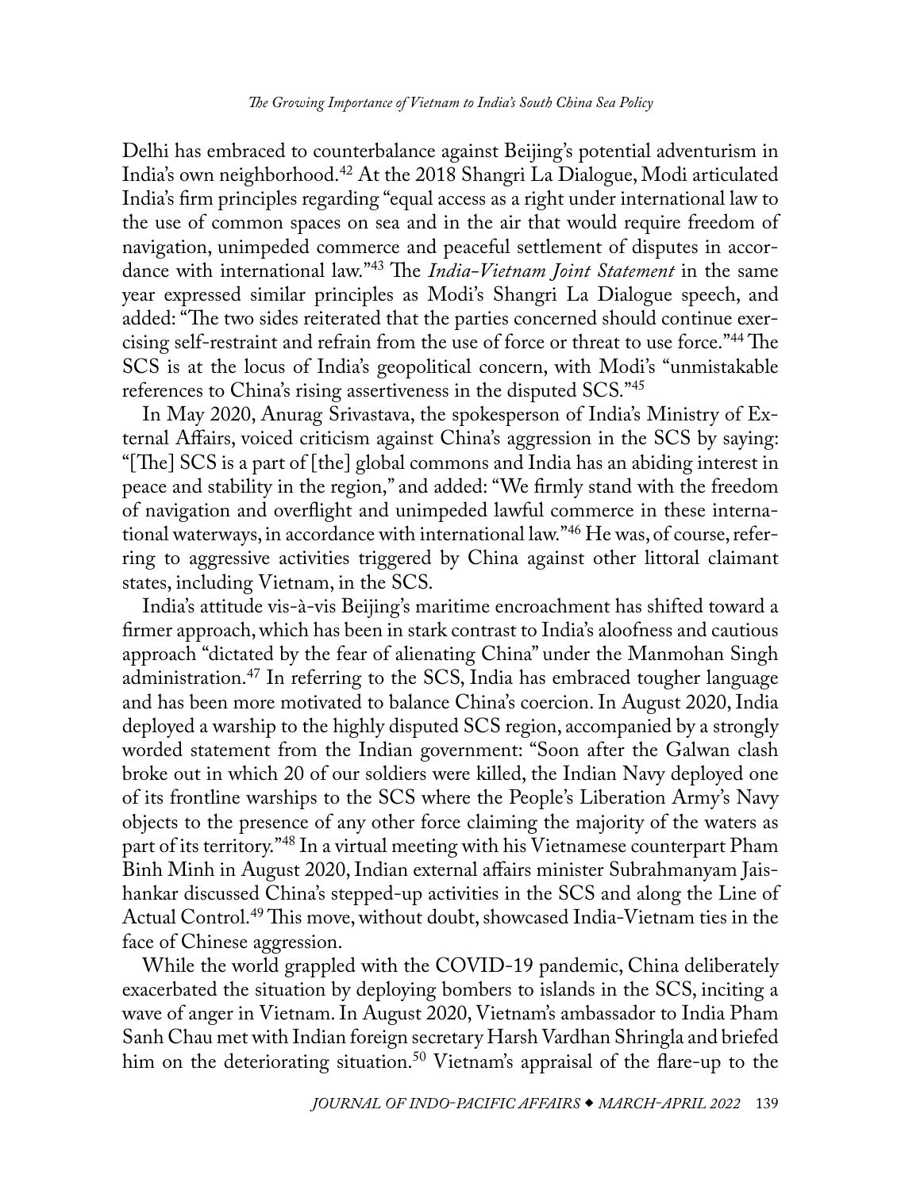Delhi has embraced to counterbalance against Beijing's potential adventurism in India's own neighborhood.[42] At the 2018 Shangri La Dialogue, Modi articulated India's firm principles regarding "equal access as a right under international law to the use of common spaces on sea and in the air that would require freedom of navigation, unimpeded commerce and peaceful settlement of disputes in accordance with international law."[43] The *India-Vietnam Joint Statement* in the same year expressed similar principles as Modi's Shangri La Dialogue speech, and added: "The two sides reiterated that the parties concerned should continue exercising self-restraint and refrain from the use of force or threat to use force."[44] The SCS is at the locus of India's geopolitical concern, with Modi's "unmistakable references to China's rising assertiveness in the disputed SCS."[45]

In May 2020, Anurag Srivastava, the spokesperson of India's Ministry of External Affairs, voiced criticism against China's aggression in the SCS by saying: "[The] SCS is a part of [the] global commons and India has an abiding interest in peace and stability in the region," and added: "We firmly stand with the freedom of navigation and overflight and unimpeded lawful commerce in these international waterways, in accordance with international law."[46] He was, of course, referring to aggressive activities triggered by China against other littoral claimant states, including Vietnam, in the SCS.

India's attitude vis-à-vis Beijing's maritime encroachment has shifted toward a firmer approach, which has been in stark contrast to India's aloofness and cautious approach "dictated by the fear of alienating China" under the Manmohan Singh administration.[47] In referring to the SCS, India has embraced tougher language and has been more motivated to balance China's coercion. In August 2020, India deployed a warship to the highly disputed SCS region, accompanied by a strongly worded statement from the Indian government: "Soon after the Galwan clash broke out in which 20 of our soldiers were killed, the Indian Navy deployed one of its frontline warships to the SCS where the People's Liberation Army's Navy objects to the presence of any other force claiming the majority of the waters as part of its territory."[48] In a virtual meeting with his Vietnamese counterpart Pham Binh Minh in August 2020, Indian external affairs minister Subrahmanyam Jaishankar discussed China's stepped-up activities in the SCS and along the Line of Actual Control.[49] This move, without doubt, showcased India-Vietnam ties in the face of Chinese aggression.

While the world grappled with the COVID-19 pandemic, China deliberately exacerbated the situation by deploying bombers to islands in the SCS, inciting a wave of anger in Vietnam. In August 2020, Vietnam's ambassador to India Pham Sanh Chau met with Indian foreign secretary Harsh Vardhan Shringla and briefed him on the deteriorating situation.[50] Vietnam's appraisal of the flare-up to the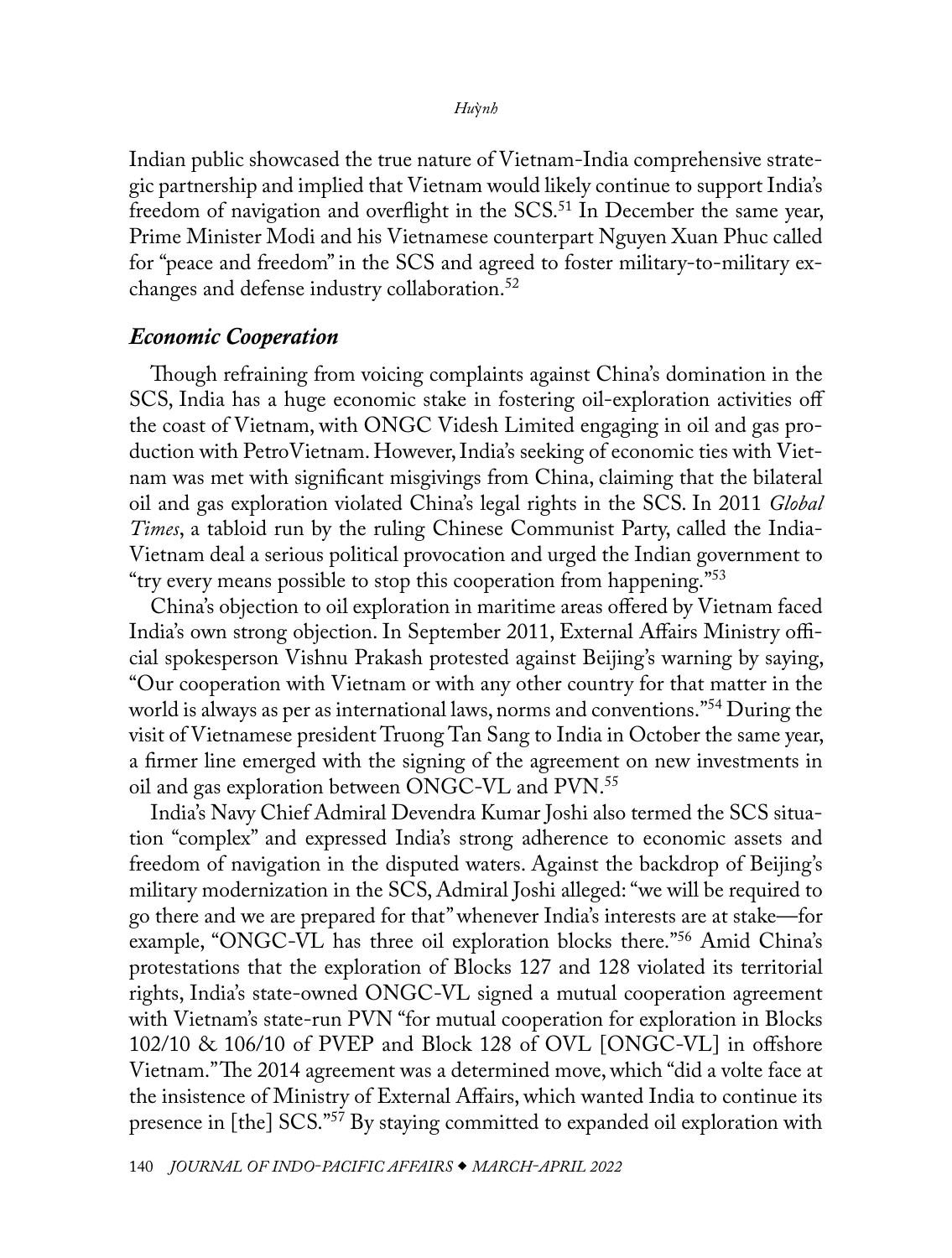Indian public showcased the true nature of Vietnam-India comprehensive strategic partnership and implied that Vietnam would likely continue to support India's freedom of navigation and overflight in the SCS.[51] In December the same year, Prime Minister Modi and his Vietnamese counterpart Nguyen Xuan Phuc called for "peace and freedom" in the SCS and agreed to foster military-to-military exchanges and defense industry collaboration.[52]

### *Economic Cooperation*

Though refraining from voicing complaints against China's domination in the SCS, India has a huge economic stake in fostering oil-exploration activities off the coast of Vietnam, with ONGC Videsh Limited engaging in oil and gas production with PetroVietnam. However, India's seeking of economic ties with Vietnam was met with significant misgivings from China, claiming that the bilateral oil and gas exploration violated China's legal rights in the SCS. In 2011 *Global Times*, a tabloid run by the ruling Chinese Communist Party, called the India-Vietnam deal a serious political provocation and urged the Indian government to "try every means possible to stop this cooperation from happening."[53]

China's objection to oil exploration in maritime areas offered by Vietnam faced India's own strong objection. In September 2011, External Affairs Ministry official spokesperson Vishnu Prakash protested against Beijing's warning by saying, "Our cooperation with Vietnam or with any other country for that matter in the world is always as per as international laws, norms and conventions."[54] During the visit of Vietnamese president Truong Tan Sang to India in October the same year, a firmer line emerged with the signing of the agreement on new investments in oil and gas exploration between ONGC-VL and PVN.[55]

India's Navy Chief Admiral Devendra Kumar Joshi also termed the SCS situation "complex" and expressed India's strong adherence to economic assets and freedom of navigation in the disputed waters. Against the backdrop of Beijing's military modernization in the SCS, Admiral Joshi alleged: "we will be required to go there and we are prepared for that" whenever India's interests are at stake—for example, "ONGC-VL has three oil exploration blocks there."[56] Amid China's protestations that the exploration of Blocks 127 and 128 violated its territorial rights, India's state-owned ONGC-VL signed a mutual cooperation agreement with Vietnam's state-run PVN "for mutual cooperation for exploration in Blocks 102/10 & 106/10 of PVEP and Block 128 of OVL [ONGC-VL] in offshore Vietnam." The 2014 agreement was a determined move, which "did a volte face at the insistence of Ministry of External Affairs, which wanted India to continue its presence in [the] SCS."[57] By staying committed to expanded oil exploration with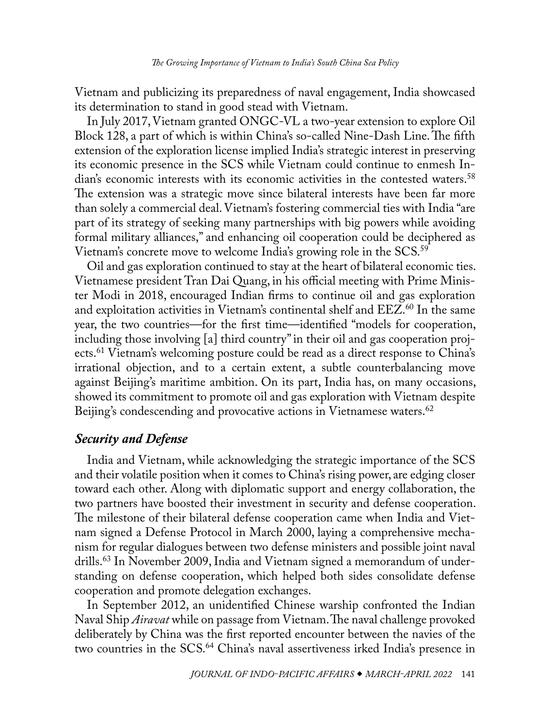Vietnam and publicizing its preparedness of naval engagement, India showcased its determination to stand in good stead with Vietnam.

In July 2017, Vietnam granted ONGC-VL a two-year extension to explore Oil Block 128, a part of which is within China's so-called Nine-Dash Line. The fifth extension of the exploration license implied India's strategic interest in preserving its economic presence in the SCS while Vietnam could continue to enmesh Indian's economic interests with its economic activities in the contested waters.[58] The extension was a strategic move since bilateral interests have been far more than solely a commercial deal. Vietnam's fostering commercial ties with India "are part of its strategy of seeking many partnerships with big powers while avoiding formal military alliances," and enhancing oil cooperation could be deciphered as Vietnam's concrete move to welcome India's growing role in the SCS.[59]

Oil and gas exploration continued to stay at the heart of bilateral economic ties. Vietnamese president Tran Dai Quang, in his official meeting with Prime Minister Modi in 2018, encouraged Indian firms to continue oil and gas exploration and exploitation activities in Vietnam's continental shelf and EEZ.[60] In the same year, the two countries—for the first time—identified "models for cooperation, including those involving [a] third country" in their oil and gas cooperation projects.[61] Vietnam's welcoming posture could be read as a direct response to China's irrational objection, and to a certain extent, a subtle counterbalancing move against Beijing's maritime ambition. On its part, India has, on many occasions, showed its commitment to promote oil and gas exploration with Vietnam despite Beijing's condescending and provocative actions in Vietnamese waters.[62]

### *Security and Defense*

India and Vietnam, while acknowledging the strategic importance of the SCS and their volatile position when it comes to China's rising power, are edging closer toward each other. Along with diplomatic support and energy collaboration, the two partners have boosted their investment in security and defense cooperation. The milestone of their bilateral defense cooperation came when India and Vietnam signed a Defense Protocol in March 2000, laying a comprehensive mechanism for regular dialogues between two defense ministers and possible joint naval drills.[63] In November 2009, India and Vietnam signed a memorandum of understanding on defense cooperation, which helped both sides consolidate defense cooperation and promote delegation exchanges.

In September 2012, an unidentified Chinese warship confronted the Indian Naval Ship *Airavat* while on passage from Vietnam. The naval challenge provoked deliberately by China was the first reported encounter between the navies of the two countries in the SCS.[64] China's naval assertiveness irked India's presence in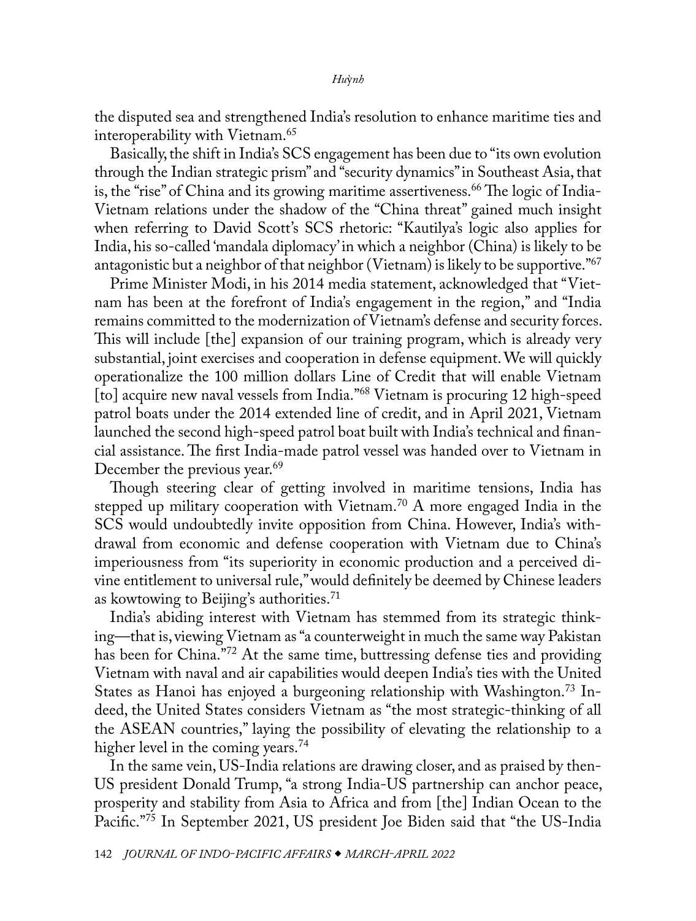the disputed sea and strengthened India's resolution to enhance maritime ties and interoperability with Vietnam.[65]

Basically, the shift in India's SCS engagement has been due to "its own evolution through the Indian strategic prism" and "security dynamics" in Southeast Asia, that is, the "rise" of China and its growing maritime assertiveness.[66] The logic of India-Vietnam relations under the shadow of the "China threat" gained much insight when referring to David Scott's SCS rhetoric: "Kautilya's logic also applies for India, his so-called 'mandala diplomacy' in which a neighbor (China) is likely to be antagonistic but a neighbor of that neighbor (Vietnam) is likely to be supportive."[67]

Prime Minister Modi, in his 2014 media statement, acknowledged that "Vietnam has been at the forefront of India's engagement in the region," and "India remains committed to the modernization of Vietnam's defense and security forces. This will include [the] expansion of our training program, which is already very substantial, joint exercises and cooperation in defense equipment. We will quickly operationalize the 100 million dollars Line of Credit that will enable Vietnam [to] acquire new naval vessels from India."[68] Vietnam is procuring 12 high-speed patrol boats under the 2014 extended line of credit, and in April 2021, Vietnam launched the second high-speed patrol boat built with India's technical and financial assistance. The first India-made patrol vessel was handed over to Vietnam in December the previous year.[69]

Though steering clear of getting involved in maritime tensions, India has stepped up military cooperation with Vietnam.[70] A more engaged India in the SCS would undoubtedly invite opposition from China. However, India's withdrawal from economic and defense cooperation with Vietnam due to China's imperiousness from "its superiority in economic production and a perceived divine entitlement to universal rule," would definitely be deemed by Chinese leaders as kowtowing to Beijing's authorities.[71]

India's abiding interest with Vietnam has stemmed from its strategic thinking—that is, viewing Vietnam as "a counterweight in much the same way Pakistan has been for China."[72] At the same time, buttressing defense ties and providing Vietnam with naval and air capabilities would deepen India's ties with the United States as Hanoi has enjoyed a burgeoning relationship with Washington.[73] Indeed, the United States considers Vietnam as "the most strategic-thinking of all the ASEAN countries," laying the possibility of elevating the relationship to a higher level in the coming years.[74]

In the same vein, US-India relations are drawing closer, and as praised by then-US president Donald Trump, "a strong India-US partnership can anchor peace, prosperity and stability from Asia to Africa and from [the] Indian Ocean to the Pacific."[75] In September 2021, US president Joe Biden said that "the US-India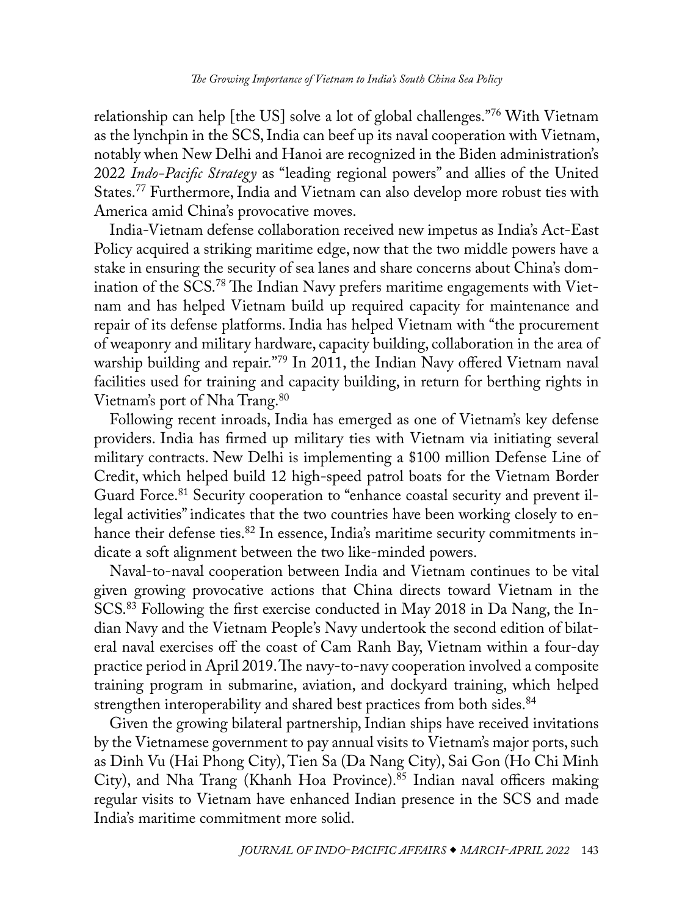relationship can help [the US] solve a lot of global challenges."[76] With Vietnam as the lynchpin in the SCS, India can beef up its naval cooperation with Vietnam, notably when New Delhi and Hanoi are recognized in the Biden administration's 2022 *Indo-Pacific Strategy* as "leading regional powers" and allies of the United States.[77] Furthermore, India and Vietnam can also develop more robust ties with America amid China's provocative moves.

India-Vietnam defense collaboration received new impetus as India's Act-East Policy acquired a striking maritime edge, now that the two middle powers have a stake in ensuring the security of sea lanes and share concerns about China's domination of the SCS.[78] The Indian Navy prefers maritime engagements with Vietnam and has helped Vietnam build up required capacity for maintenance and repair of its defense platforms. India has helped Vietnam with "the procurement of weaponry and military hardware, capacity building, collaboration in the area of warship building and repair."[79] In 2011, the Indian Navy offered Vietnam naval facilities used for training and capacity building, in return for berthing rights in Vietnam's port of Nha Trang.[80]

Following recent inroads, India has emerged as one of Vietnam's key defense providers. India has firmed up military ties with Vietnam via initiating several military contracts. New Delhi is implementing a $100 million Defense Line of Credit, which helped build 12 high-speed patrol boats for the Vietnam Border Guard Force.[81] Security cooperation to "enhance coastal security and prevent illegal activities" indicates that the two countries have been working closely to enhance their defense ties.[82] In essence, India's maritime security commitments indicate a soft alignment between the two like-minded powers.

Naval-to-naval cooperation between India and Vietnam continues to be vital given growing provocative actions that China directs toward Vietnam in the SCS.[83] Following the first exercise conducted in May 2018 in Da Nang, the Indian Navy and the Vietnam People's Navy undertook the second edition of bilateral naval exercises off the coast of Cam Ranh Bay, Vietnam within a four-day practice period in April 2019. The navy-to-navy cooperation involved a composite training program in submarine, aviation, and dockyard training, which helped strengthen interoperability and shared best practices from both sides.[84]

Given the growing bilateral partnership, Indian ships have received invitations by the Vietnamese government to pay annual visits to Vietnam's major ports, such as Dinh Vu (Hai Phong City), Tien Sa (Da Nang City), Sai Gon (Ho Chi Minh City), and Nha Trang (Khanh Hoa Province).[85] Indian naval officers making regular visits to Vietnam have enhanced Indian presence in the SCS and made India's maritime commitment more solid.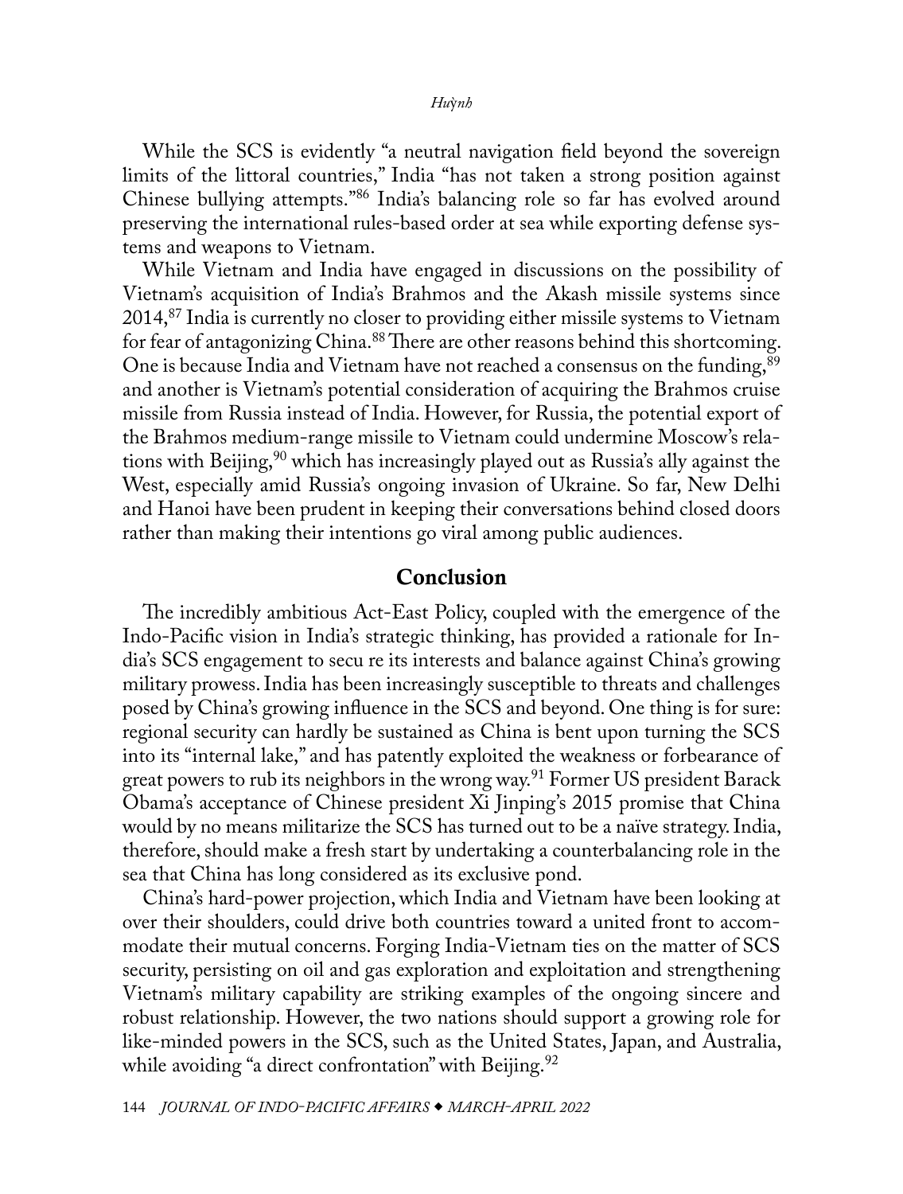While the SCS is evidently "a neutral navigation field beyond the sovereign limits of the littoral countries," India "has not taken a strong position against Chinese bullying attempts."[86] India's balancing role so far has evolved around preserving the international rules-based order at sea while exporting defense systems and weapons to Vietnam.

While Vietnam and India have engaged in discussions on the possibility of Vietnam's acquisition of India's Brahmos and the Akash missile systems since 2014,[87] India is currently no closer to providing either missile systems to Vietnam for fear of antagonizing China.[88] There are other reasons behind this shortcoming. One is because India and Vietnam have not reached a consensus on the funding,[89] and another is Vietnam's potential consideration of acquiring the Brahmos cruise missile from Russia instead of India. However, for Russia, the potential export of the Brahmos medium-range missile to Vietnam could undermine Moscow's relations with Beijing,[90] which has increasingly played out as Russia's ally against the West, especially amid Russia's ongoing invasion of Ukraine. So far, New Delhi and Hanoi have been prudent in keeping their conversations behind closed doors rather than making their intentions go viral among public audiences.

## Conclusion

The incredibly ambitious Act-East Policy, coupled with the emergence of the Indo-Pacific vision in India's strategic thinking, has provided a rationale for India's SCS engagement to secu re its interests and balance against China's growing military prowess. India has been increasingly susceptible to threats and challenges posed by China's growing influence in the SCS and beyond. One thing is for sure: regional security can hardly be sustained as China is bent upon turning the SCS into its "internal lake," and has patently exploited the weakness or forbearance of great powers to rub its neighbors in the wrong way.[91] Former US president Barack Obama's acceptance of Chinese president Xi Jinping's 2015 promise that China would by no means militarize the SCS has turned out to be a naïve strategy. India, therefore, should make a fresh start by undertaking a counterbalancing role in the sea that China has long considered as its exclusive pond.

China's hard-power projection, which India and Vietnam have been looking at over their shoulders, could drive both countries toward a united front to accommodate their mutual concerns. Forging India-Vietnam ties on the matter of SCS security, persisting on oil and gas exploration and exploitation and strengthening Vietnam's military capability are striking examples of the ongoing sincere and robust relationship. However, the two nations should support a growing role for like-minded powers in the SCS, such as the United States, Japan, and Australia, while avoiding "a direct confrontation" with Beijing.[92]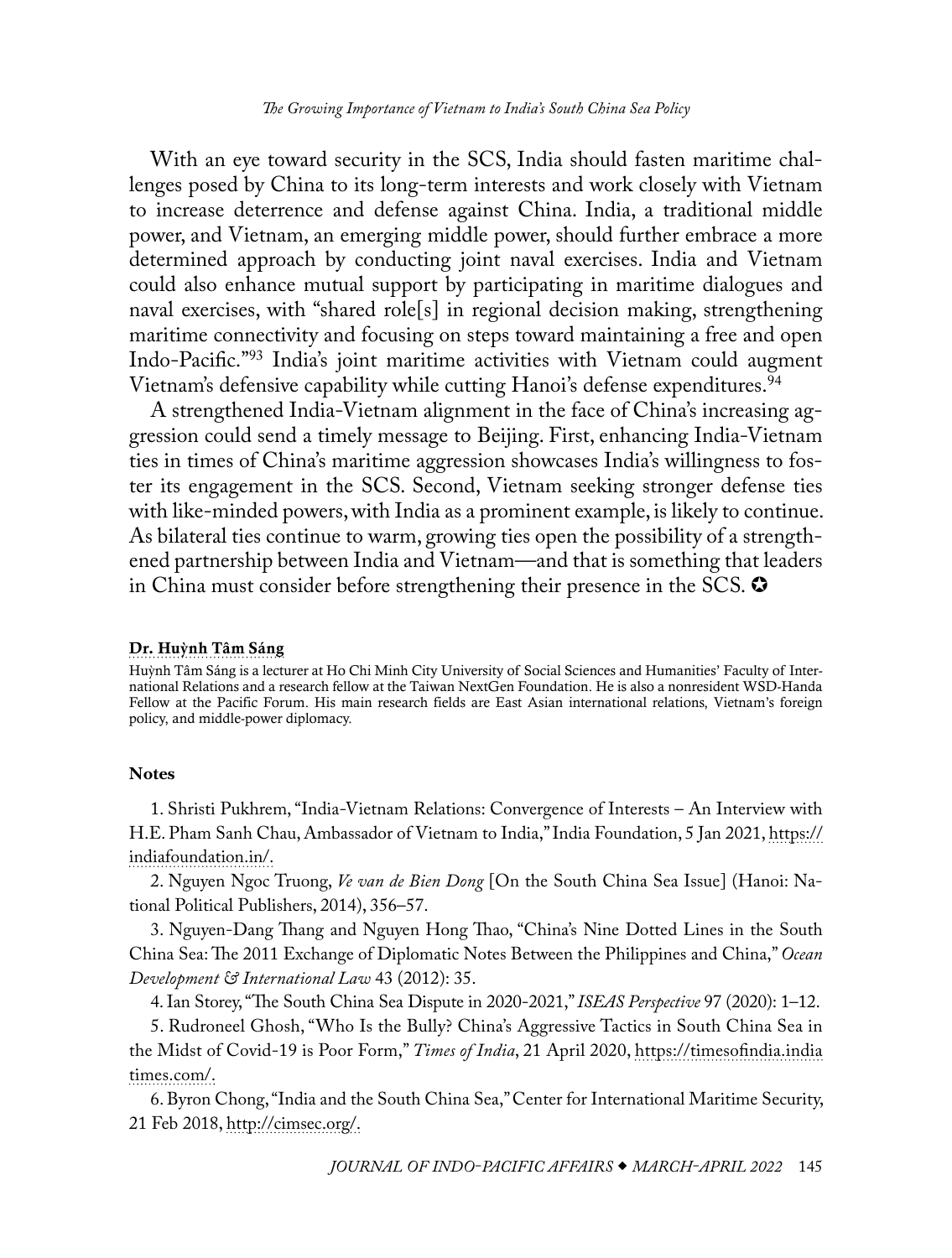With an eye toward security in the SCS, India should fasten maritime challenges posed by China to its long-term interests and work closely with Vietnam to increase deterrence and defense against China. India, a traditional middle power, and Vietnam, an emerging middle power, should further embrace a more determined approach by conducting joint naval exercises. India and Vietnam could also enhance mutual support by participating in maritime dialogues and naval exercises, with "shared role[s] in regional decision making, strengthening maritime connectivity and focusing on steps toward maintaining a free and open Indo-Pacific."[93] India's joint maritime activities with Vietnam could augment Vietnam's defensive capability while cutting Hanoi's defense expenditures.[94]

A strengthened India-Vietnam alignment in the face of China's increasing aggression could send a timely message to Beijing. First, enhancing India-Vietnam ties in times of China's maritime aggression showcases India's willingness to foster its engagement in the SCS. Second, Vietnam seeking stronger defense ties with like-minded powers, with India as a prominent example, is likely to continue. As bilateral ties continue to warm, growing ties open the possibility of a strengthened partnership between India and Vietnam—and that is something that leaders in China must consider before strengthening their presence in the SCS. ✪

**Dr. Huỳnh Tâm Sáng**

Huỳnh Tâm Sáng is a lecturer at Ho Chi Minh City University of Social Sciences and Humanities' Faculty of International Relations and a research fellow at the Taiwan NextGen Foundation. He is also a nonresident WSD-Handa Fellow at the Pacific Forum. His main research fields are East Asian international relations, Vietnam's foreign policy, and middle-power diplomacy.

**Notes**

1. Shristi Pukhrem, "India-Vietnam Relations: Convergence of Interests – An Interview with H.E. Pham Sanh Chau, Ambassador of Vietnam to India," India Foundation, 5 Jan 2021, https://indiafoundation.in/.

2. Nguyen Ngoc Truong, *Ve van de Bien Dong* [On the South China Sea Issue] (Hanoi: National Political Publishers, 2014), 356–57.

3. Nguyen-Dang Thang and Nguyen Hong Thao, "China's Nine Dotted Lines in the South China Sea: The 2011 Exchange of Diplomatic Notes Between the Philippines and China," *Ocean Development & International Law* 43 (2012): 35.

4. Ian Storey, "The South China Sea Dispute in 2020-2021," *ISEAS Perspective* 97 (2020): 1–12.

5. Rudroneel Ghosh, "Who Is the Bully? China's Aggressive Tactics in South China Sea in the Midst of Covid-19 is Poor Form," *Times of India*, 21 April 2020, https://timesofindia.indiatimes.com/.

6. Byron Chong, "India and the South China Sea," Center for International Maritime Security, 21 Feb 2018, http://cimsec.org/.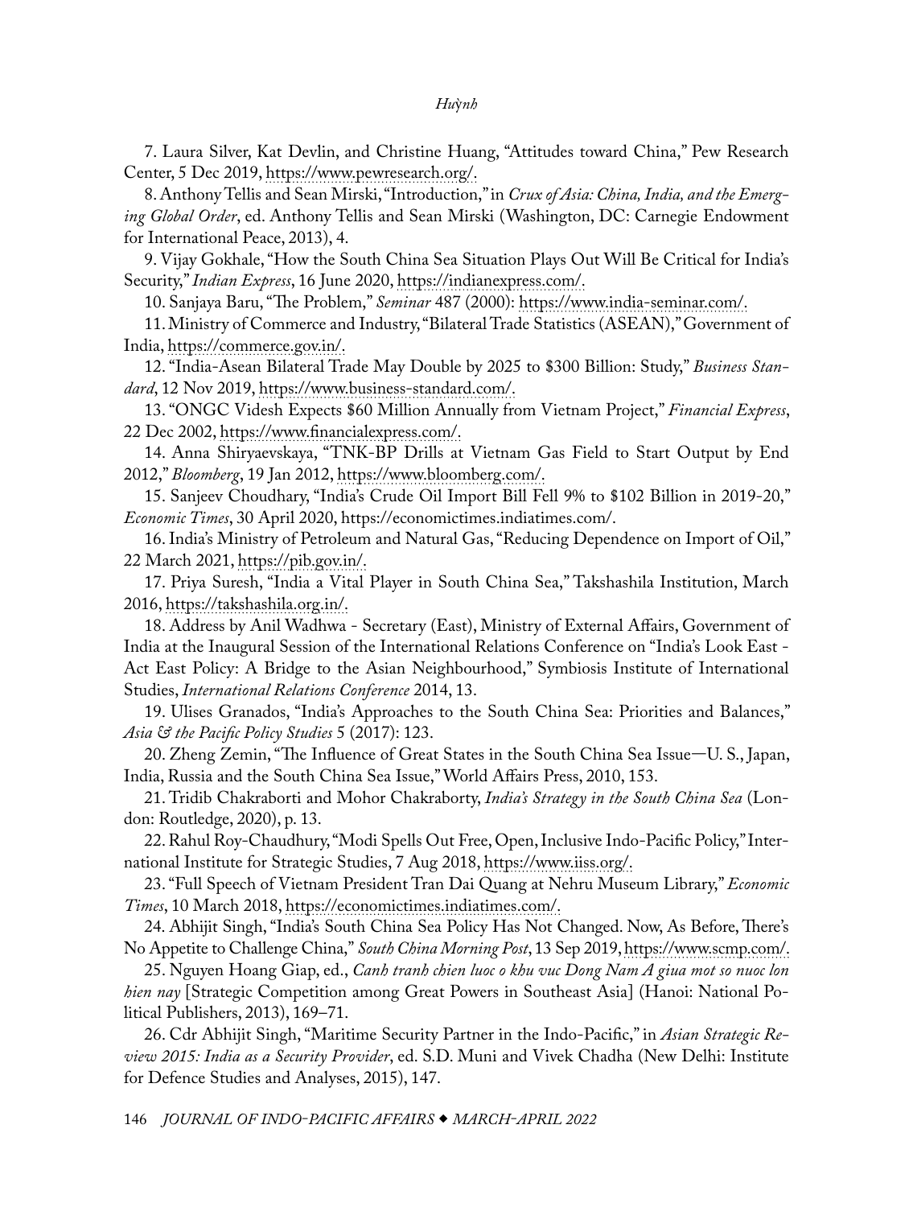7. Laura Silver, Kat Devlin, and Christine Huang, "Attitudes toward China," Pew Research Center, 5 Dec 2019, https://www.pewresearch.org/.

8. Anthony Tellis and Sean Mirski, "Introduction," in *Crux of Asia: China, India, and the Emerging Global Order*, ed. Anthony Tellis and Sean Mirski (Washington, DC: Carnegie Endowment for International Peace, 2013), 4.

9. Vijay Gokhale, "How the South China Sea Situation Plays Out Will Be Critical for India's Security," *Indian Express*, 16 June 2020, https://indianexpress.com/.

10. Sanjaya Baru, "The Problem," *Seminar* 487 (2000): https://www.india-seminar.com/.

11. Ministry of Commerce and Industry, "Bilateral Trade Statistics (ASEAN)," Government of India, https://commerce.gov.in/.

12. "India-Asean Bilateral Trade May Double by 2025 to $300 Billion: Study," *Business Standard*, 12 Nov 2019, https://www.business-standard.com/.

13. "ONGC Videsh Expects $60 Million Annually from Vietnam Project," *Financial Express*, 22 Dec 2002, https://www.financialexpress.com/.

14. Anna Shiryaevskaya, "TNK-BP Drills at Vietnam Gas Field to Start Output by End 2012," *Bloomberg*, 19 Jan 2012, https://www.bloomberg.com/.

15. Sanjeev Choudhary, "India's Crude Oil Import Bill Fell 9% to $102 Billion in 2019-20," *Economic Times*, 30 April 2020, https://economictimes.indiatimes.com/.

16. India's Ministry of Petroleum and Natural Gas, "Reducing Dependence on Import of Oil," 22 March 2021, https://pib.gov.in/.

17. Priya Suresh, "India a Vital Player in South China Sea," Takshashila Institution, March 2016, https://takshashila.org.in/.

18. Address by Anil Wadhwa - Secretary (East), Ministry of External Affairs, Government of India at the Inaugural Session of the International Relations Conference on "India's Look East - Act East Policy: A Bridge to the Asian Neighbourhood," Symbiosis Institute of International Studies, *International Relations Conference* 2014, 13.

19. Ulises Granados, "India's Approaches to the South China Sea: Priorities and Balances," *Asia & the Pacific Policy Studies* 5 (2017): 123.

20. Zheng Zemin, "The Influence of Great States in the South China Sea Issue—U. S., Japan, India, Russia and the South China Sea Issue," World Affairs Press, 2010, 153.

21. Tridib Chakraborti and Mohor Chakraborty, *India's Strategy in the South China Sea* (London: Routledge, 2020), p. 13.

22. Rahul Roy-Chaudhury, "Modi Spells Out Free, Open, Inclusive Indo-Pacific Policy," International Institute for Strategic Studies, 7 Aug 2018, https://www.iiss.org/.

23. "Full Speech of Vietnam President Tran Dai Quang at Nehru Museum Library," *Economic Times*, 10 March 2018, https://economictimes.indiatimes.com/.

24. Abhijit Singh, "India's South China Sea Policy Has Not Changed. Now, As Before, There's No Appetite to Challenge China," *South China Morning Post*, 13 Sep 2019, https://www.scmp.com/.

25. Nguyen Hoang Giap, ed., *Canh tranh chien luoc o khu vuc Dong Nam A giua mot so nuoc lon hien nay* [Strategic Competition among Great Powers in Southeast Asia] (Hanoi: National Political Publishers, 2013), 169–71.

26. Cdr Abhijit Singh, "Maritime Security Partner in the Indo-Pacific," in *Asian Strategic Review 2015: India as a Security Provider*, ed. S.D. Muni and Vivek Chadha (New Delhi: Institute for Defence Studies and Analyses, 2015), 147.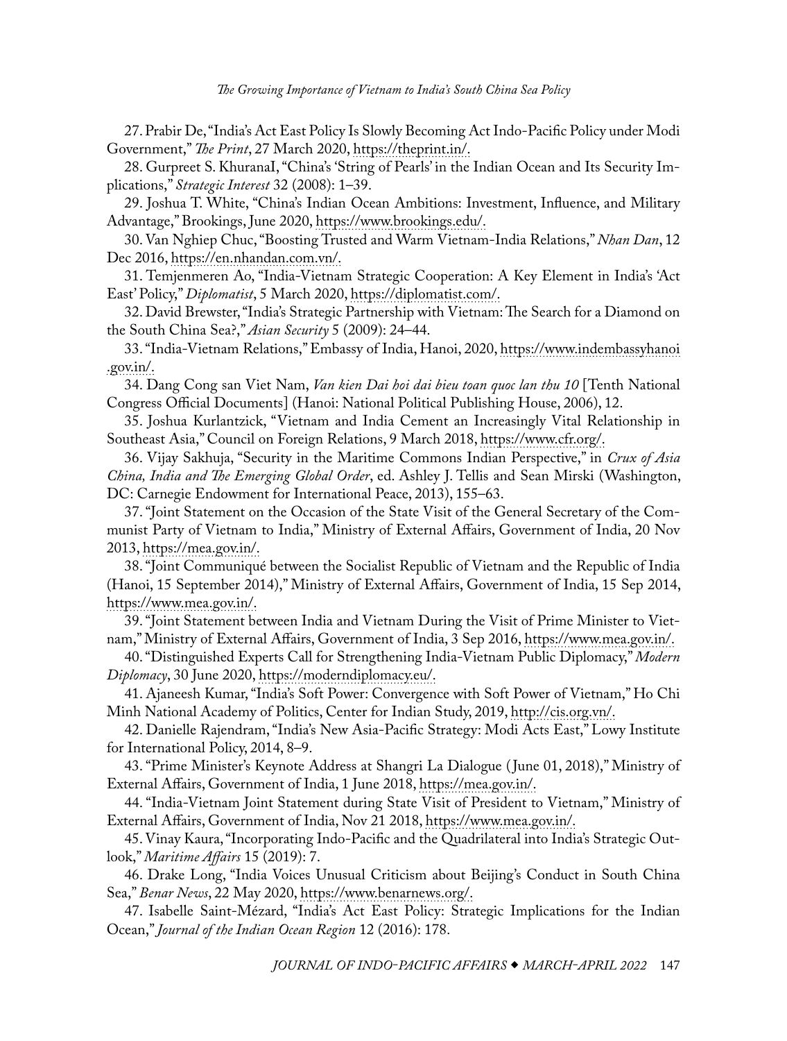27. Prabir De, "India's Act East Policy Is Slowly Becoming Act Indo-Pacific Policy under Modi Government," *The Print*, 27 March 2020, https://theprint.in/.

28. Gurpreet S. KhuranaI, "China's 'String of Pearls' in the Indian Ocean and Its Security Implications," *Strategic Interest* 32 (2008): 1–39.

29. Joshua T. White, "China's Indian Ocean Ambitions: Investment, Influence, and Military Advantage," Brookings, June 2020, https://www.brookings.edu/.

30. Van Nghiep Chuc, "Boosting Trusted and Warm Vietnam-India Relations," *Nhan Dan*, 12 Dec 2016, https://en.nhandan.com.vn/.

31. Temjenmeren Ao, "India-Vietnam Strategic Cooperation: A Key Element in India's 'Act East' Policy," *Diplomatist*, 5 March 2020, https://diplomatist.com/.

32. David Brewster, "India's Strategic Partnership with Vietnam: The Search for a Diamond on the South China Sea?," *Asian Security* 5 (2009): 24–44.

33. "India-Vietnam Relations," Embassy of India, Hanoi, 2020, https://www.indembassyhanoi.gov.in/.

34. Dang Cong san Viet Nam, *Van kien Dai hoi dai bieu toan quoc lan thu 10* [Tenth National Congress Official Documents] (Hanoi: National Political Publishing House, 2006), 12.

35. Joshua Kurlantzick, "Vietnam and India Cement an Increasingly Vital Relationship in Southeast Asia," Council on Foreign Relations, 9 March 2018, https://www.cfr.org/.

36. Vijay Sakhuja, "Security in the Maritime Commons Indian Perspective," in *Crux of Asia China, India and The Emerging Global Order*, ed. Ashley J. Tellis and Sean Mirski (Washington, DC: Carnegie Endowment for International Peace, 2013), 155–63.

37. "Joint Statement on the Occasion of the State Visit of the General Secretary of the Communist Party of Vietnam to India," Ministry of External Affairs, Government of India, 20 Nov 2013, https://mea.gov.in/.

38. "Joint Communiqué between the Socialist Republic of Vietnam and the Republic of India (Hanoi, 15 September 2014)," Ministry of External Affairs, Government of India, 15 Sep 2014, https://www.mea.gov.in/.

39. "Joint Statement between India and Vietnam During the Visit of Prime Minister to Vietnam," Ministry of External Affairs, Government of India, 3 Sep 2016, https://www.mea.gov.in/.

40. "Distinguished Experts Call for Strengthening India-Vietnam Public Diplomacy," *Modern Diplomacy*, 30 June 2020, https://moderndiplomacy.eu/.

41. Ajaneesh Kumar, "India's Soft Power: Convergence with Soft Power of Vietnam," Ho Chi Minh National Academy of Politics, Center for Indian Study, 2019, http://cis.org.vn/.

42. Danielle Rajendram, "India's New Asia-Pacific Strategy: Modi Acts East," Lowy Institute for International Policy, 2014, 8–9.

43. "Prime Minister's Keynote Address at Shangri La Dialogue (June 01, 2018)," Ministry of External Affairs, Government of India, 1 June 2018, https://mea.gov.in/.

44. "India-Vietnam Joint Statement during State Visit of President to Vietnam," Ministry of External Affairs, Government of India, Nov 21 2018, https://www.mea.gov.in/.

45. Vinay Kaura, "Incorporating Indo-Pacific and the Quadrilateral into India's Strategic Outlook," *Maritime Affairs* 15 (2019): 7.

46. Drake Long, "India Voices Unusual Criticism about Beijing's Conduct in South China Sea," *Benar News*, 22 May 2020, https://www.benarnews.org/.

47. Isabelle Saint-Mézard, "India's Act East Policy: Strategic Implications for the Indian Ocean," *Journal of the Indian Ocean Region* 12 (2016): 178.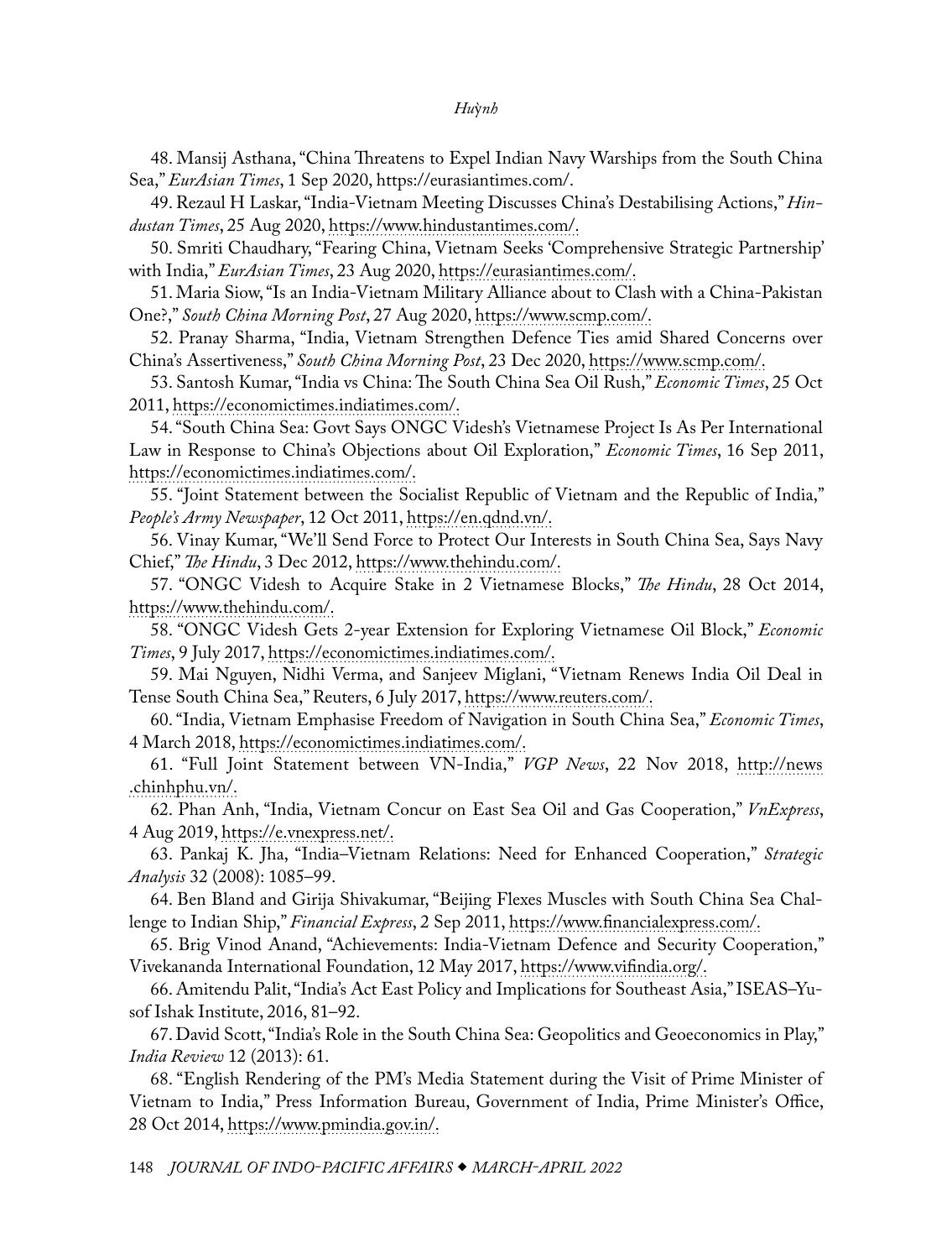48. Mansij Asthana, "China Threatens to Expel Indian Navy Warships from the South China Sea," *EurAsian Times*, 1 Sep 2020, https://eurasiantimes.com/.

49. Rezaul H Laskar, "India-Vietnam Meeting Discusses China's Destabilising Actions," *Hindustan Times*, 25 Aug 2020, https://www.hindustantimes.com/.

50. Smriti Chaudhary, "Fearing China, Vietnam Seeks 'Comprehensive Strategic Partnership' with India," *EurAsian Times*, 23 Aug 2020, https://eurasiantimes.com/.

51. Maria Siow, "Is an India-Vietnam Military Alliance about to Clash with a China-Pakistan One?," *South China Morning Post*, 27 Aug 2020, https://www.scmp.com/.

52. Pranay Sharma, "India, Vietnam Strengthen Defence Ties amid Shared Concerns over China's Assertiveness," *South China Morning Post*, 23 Dec 2020, https://www.scmp.com/.

53. Santosh Kumar, "India vs China: The South China Sea Oil Rush," *Economic Times*, 25 Oct 2011, https://economictimes.indiatimes.com/.

54. "South China Sea: Govt Says ONGC Videsh's Vietnamese Project Is As Per International Law in Response to China's Objections about Oil Exploration," *Economic Times*, 16 Sep 2011, https://economictimes.indiatimes.com/.

55. "Joint Statement between the Socialist Republic of Vietnam and the Republic of India," *People's Army Newspaper*, 12 Oct 2011, https://en.qdnd.vn/.

56. Vinay Kumar, "We'll Send Force to Protect Our Interests in South China Sea, Says Navy Chief," *The Hindu*, 3 Dec 2012, https://www.thehindu.com/.

57. "ONGC Videsh to Acquire Stake in 2 Vietnamese Blocks," *The Hindu*, 28 Oct 2014, https://www.thehindu.com/.

58. "ONGC Videsh Gets 2-year Extension for Exploring Vietnamese Oil Block," *Economic Times*, 9 July 2017, https://economictimes.indiatimes.com/.

59. Mai Nguyen, Nidhi Verma, and Sanjeev Miglani, "Vietnam Renews India Oil Deal in Tense South China Sea," Reuters, 6 July 2017, https://www.reuters.com/.

60. "India, Vietnam Emphasise Freedom of Navigation in South China Sea," *Economic Times*, 4 March 2018, https://economictimes.indiatimes.com/.

61. "Full Joint Statement between VN-India," *VGP News*, 22 Nov 2018, http://news.chinhphu.vn/.

62. Phan Anh, "India, Vietnam Concur on East Sea Oil and Gas Cooperation," *VnExpress*, 4 Aug 2019, https://e.vnexpress.net/.

63. Pankaj K. Jha, "India–Vietnam Relations: Need for Enhanced Cooperation," *Strategic Analysis* 32 (2008): 1085–99.

64. Ben Bland and Girija Shivakumar, "Beijing Flexes Muscles with South China Sea Challenge to Indian Ship," *Financial Express*, 2 Sep 2011, https://www.financialexpress.com/.

65. Brig Vinod Anand, "Achievements: India-Vietnam Defence and Security Cooperation," Vivekananda International Foundation, 12 May 2017, https://www.vifindia.org/.

66. Amitendu Palit, "India's Act East Policy and Implications for Southeast Asia," ISEAS–Yusof Ishak Institute, 2016, 81–92.

67. David Scott, "India's Role in the South China Sea: Geopolitics and Geoeconomics in Play," *India Review* 12 (2013): 61.

68. "English Rendering of the PM's Media Statement during the Visit of Prime Minister of Vietnam to India," Press Information Bureau, Government of India, Prime Minister's Office, 28 Oct 2014, https://www.pmindia.gov.in/.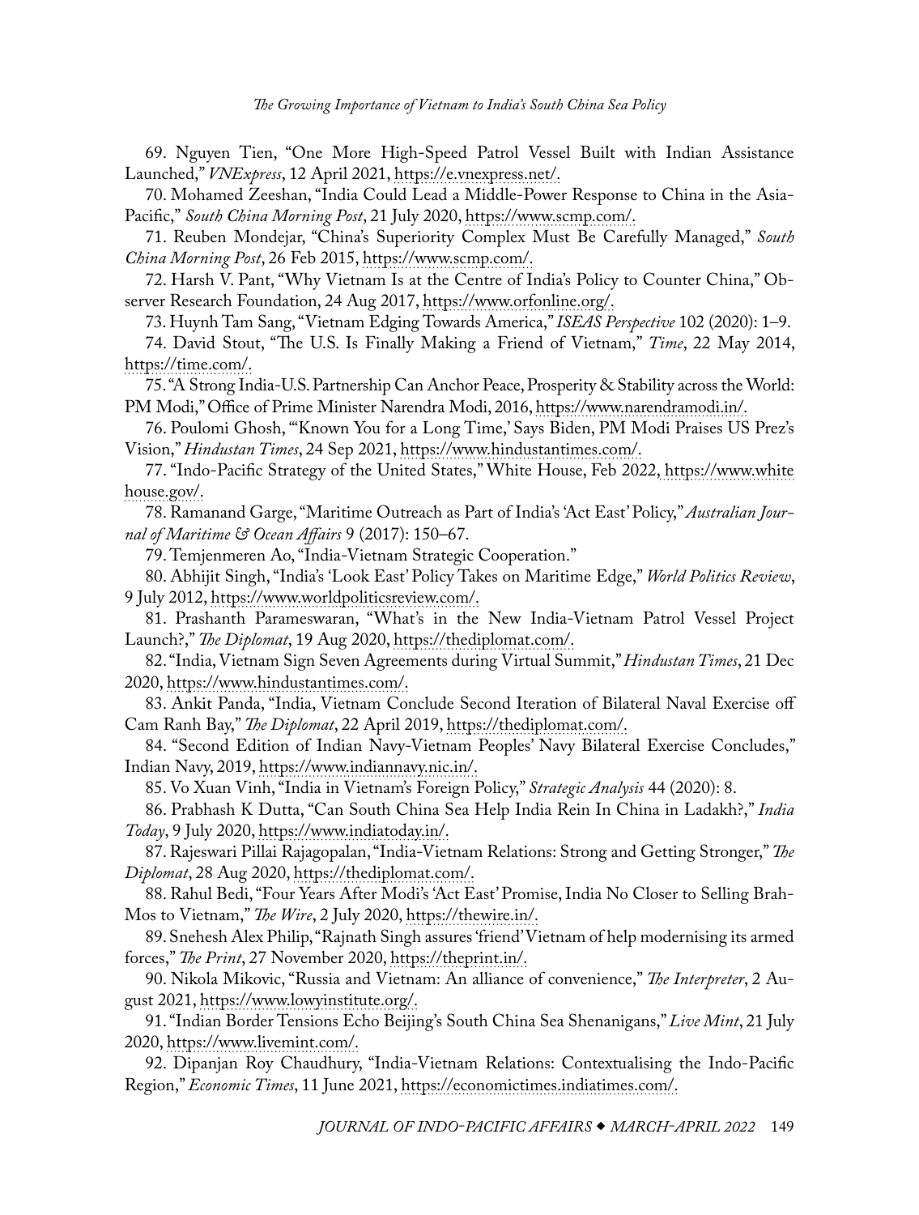69. Nguyen Tien, "One More High-Speed Patrol Vessel Built with Indian Assistance Launched," *VNExpress*, 12 April 2021, https://e.vnexpress.net/.

70. Mohamed Zeeshan, "India Could Lead a Middle-Power Response to China in the Asia-Pacific," *South China Morning Post*, 21 July 2020, https://www.scmp.com/.

71. Reuben Mondejar, "China's Superiority Complex Must Be Carefully Managed," *South China Morning Post*, 26 Feb 2015, https://www.scmp.com/.

72. Harsh V. Pant, "Why Vietnam Is at the Centre of India's Policy to Counter China," Observer Research Foundation, 24 Aug 2017, https://www.orfonline.org/.

73. Huynh Tam Sang, "Vietnam Edging Towards America," *ISEAS Perspective* 102 (2020): 1–9.

74. David Stout, "The U.S. Is Finally Making a Friend of Vietnam," *Time*, 22 May 2014, https://time.com/.

75. "A Strong India-U.S. Partnership Can Anchor Peace, Prosperity & Stability across the World: PM Modi," Office of Prime Minister Narendra Modi, 2016, https://www.narendramodi.in/.

76. Poulomi Ghosh, "'Known You for a Long Time,' Says Biden, PM Modi Praises US Prez's Vision," *Hindustan Times*, 24 Sep 2021, https://www.hindustantimes.com/.

77. "Indo-Pacific Strategy of the United States," White House, Feb 2022, https://www.whitehouse.gov/.

78. Ramanand Garge, "Maritime Outreach as Part of India's 'Act East' Policy," *Australian Journal of Maritime & Ocean Affairs* 9 (2017): 150–67.

79. Temjenmeren Ao, "India-Vietnam Strategic Cooperation."

80. Abhijit Singh, "India's 'Look East' Policy Takes on Maritime Edge," *World Politics Review*, 9 July 2012, https://www.worldpoliticsreview.com/.

81. Prashanth Parameswaran, "What's in the New India-Vietnam Patrol Vessel Project Launch?," *The Diplomat*, 19 Aug 2020, https://thediplomat.com/.

82. "India, Vietnam Sign Seven Agreements during Virtual Summit," *Hindustan Times*, 21 Dec 2020, https://www.hindustantimes.com/.

83. Ankit Panda, "India, Vietnam Conclude Second Iteration of Bilateral Naval Exercise off Cam Ranh Bay," *The Diplomat*, 22 April 2019, https://thediplomat.com/.

84. "Second Edition of Indian Navy-Vietnam Peoples' Navy Bilateral Exercise Concludes," Indian Navy, 2019, https://www.indiannavy.nic.in/.

85. Vo Xuan Vinh, "India in Vietnam's Foreign Policy," *Strategic Analysis* 44 (2020): 8.

86. Prabhash K Dutta, "Can South China Sea Help India Rein In China in Ladakh?," *India Today*, 9 July 2020, https://www.indiatoday.in/.

87. Rajeswari Pillai Rajagopalan, "India-Vietnam Relations: Strong and Getting Stronger," *The Diplomat*, 28 Aug 2020, https://thediplomat.com/.

88. Rahul Bedi, "Four Years After Modi's 'Act East' Promise, India No Closer to Selling BrahMos to Vietnam," *The Wire*, 2 July 2020, https://thewire.in/.

89. Snehesh Alex Philip, "Rajnath Singh assures 'friend' Vietnam of help modernising its armed forces," *The Print*, 27 November 2020, https://theprint.in/.

90. Nikola Mikovic, "Russia and Vietnam: An alliance of convenience," *The Interpreter*, 2 August 2021, https://www.lowyinstitute.org/.

91. "Indian Border Tensions Echo Beijing's South China Sea Shenanigans," *Live Mint*, 21 July 2020, https://www.livemint.com/.

92. Dipanjan Roy Chaudhury, "India-Vietnam Relations: Contextualising the Indo-Pacific Region," *Economic Times*, 11 June 2021, https://economictimes.indiatimes.com/.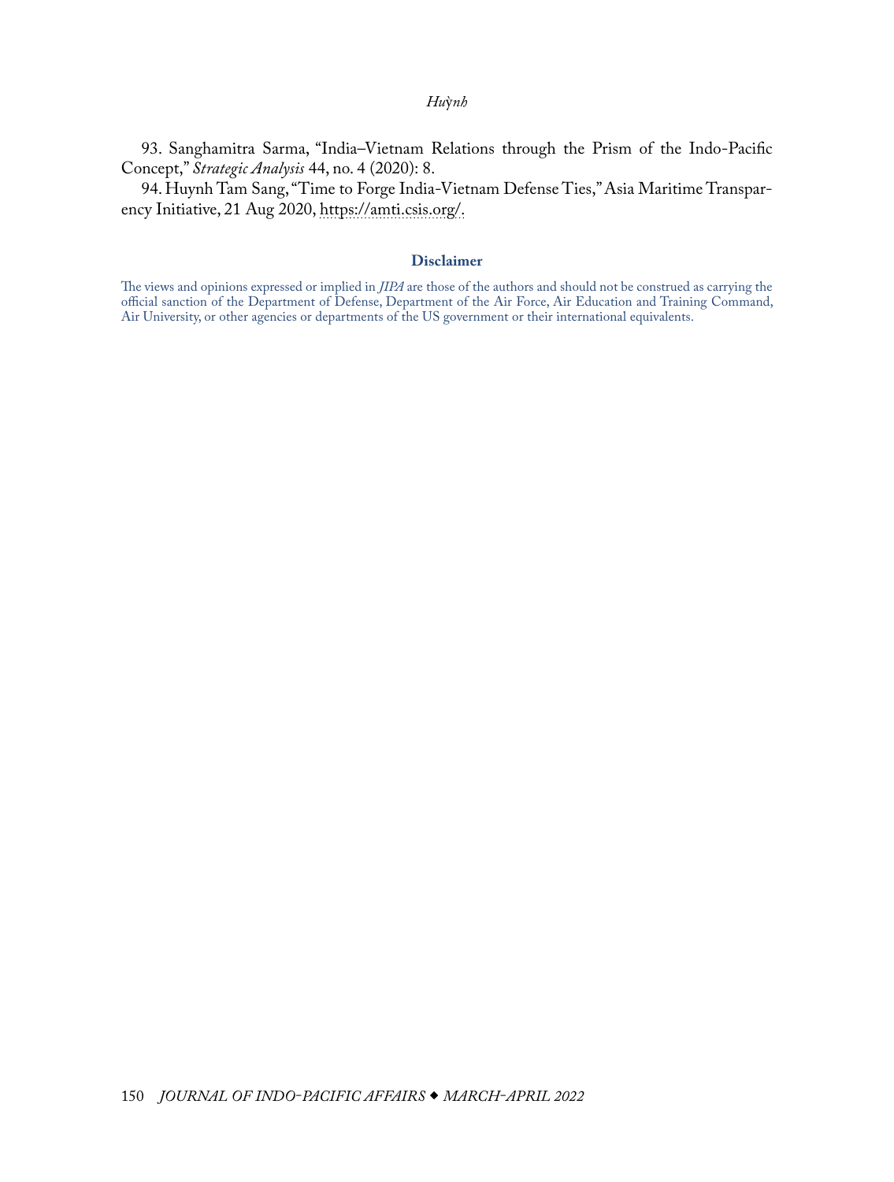93. Sanghamitra Sarma, "India–Vietnam Relations through the Prism of the Indo-Pacific Concept," *Strategic Analysis* 44, no. 4 (2020): 8.

94. Huynh Tam Sang, "Time to Forge India-Vietnam Defense Ties," Asia Maritime Transparency Initiative, 21 Aug 2020, https://amti.csis.org/.

### Disclaimer

The views and opinions expressed or implied in *JIPA* are those of the authors and should not be construed as carrying the official sanction of the Department of Defense, Department of the Air Force, Air Education and Training Command, Air University, or other agencies or departments of the US government or their international equivalents.